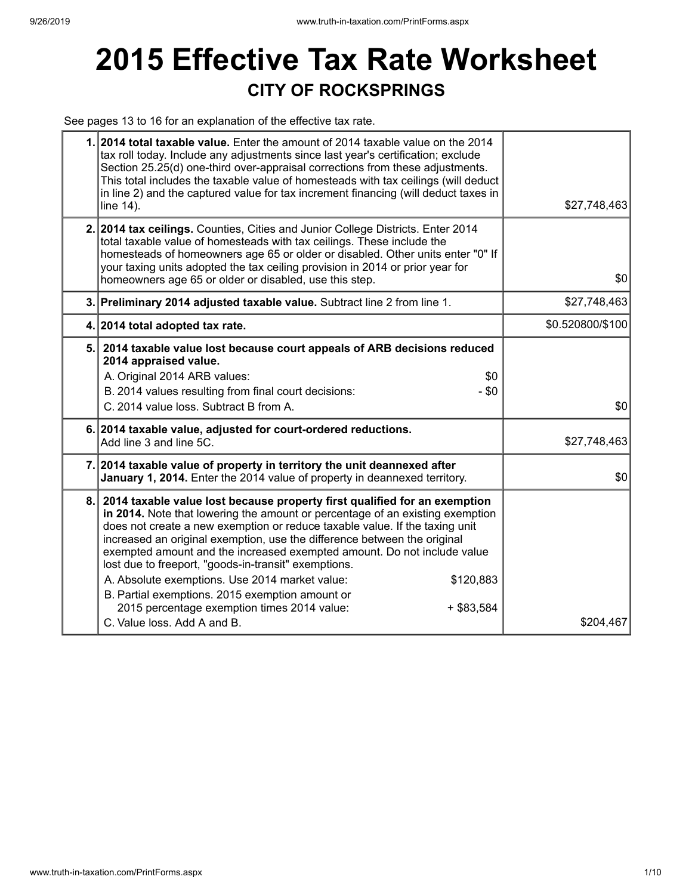# 2015 Effective Tax Rate Worksheet

## CITY OF ROCKSPRINGS

See pages 13 to 16 for an explanation of the effective tax rate.

| | | |
|---|---|---|
| 1. | **2014 total taxable value.** Enter the amount of 2014 taxable value on the 2014 tax roll today. Include any adjustments since last year's certification; exclude Section 25.25(d) one-third over-appraisal corrections from these adjustments. This total includes the taxable value of homesteads with tax ceilings (will deduct in line 2) and the captured value for tax increment financing (will deduct taxes in line 14). | $27,748,463 |
| 2. | **2014 tax ceilings.** Counties, Cities and Junior College Districts. Enter 2014 total taxable value of homesteads with tax ceilings. These include the homesteads of homeowners age 65 or older or disabled. Other units enter "0" If your taxing units adopted the tax ceiling provision in 2014 or prior year for homeowners age 65 or older or disabled, use this step. | $0 |
| 3. | **Preliminary 2014 adjusted taxable value.** Subtract line 2 from line 1. | $27,748,463 |
| 4. | **2014 total adopted tax rate.** | $0.520800/$100 |
| 5. | **2014 taxable value lost because court appeals of ARB decisions reduced 2014 appraised value.**<br>A. Original 2014 ARB values: $0<br>B. 2014 values resulting from final court decisions: - $0<br>C. 2014 value loss. Subtract B from A. | $0 |
| 6. | **2014 taxable value, adjusted for court-ordered reductions.** Add line 3 and line 5C. | $27,748,463 |
| 7. | **2014 taxable value of property in territory the unit deannexed after January 1, 2014.** Enter the 2014 value of property in deannexed territory. | $0 |
| 8. | **2014 taxable value lost because property first qualified for an exemption in 2014.** Note that lowering the amount or percentage of an existing exemption does not create a new exemption or reduce taxable value. If the taxing unit increased an original exemption, use the difference between the original exempted amount and the increased exempted amount. Do not include value lost due to freeport, "goods-in-transit" exemptions.<br>A. Absolute exemptions. Use 2014 market value: $120,883<br>B. Partial exemptions. 2015 exemption amount or 2015 percentage exemption times 2014 value: + $83,584<br>C. Value loss. Add A and B. | $204,467 |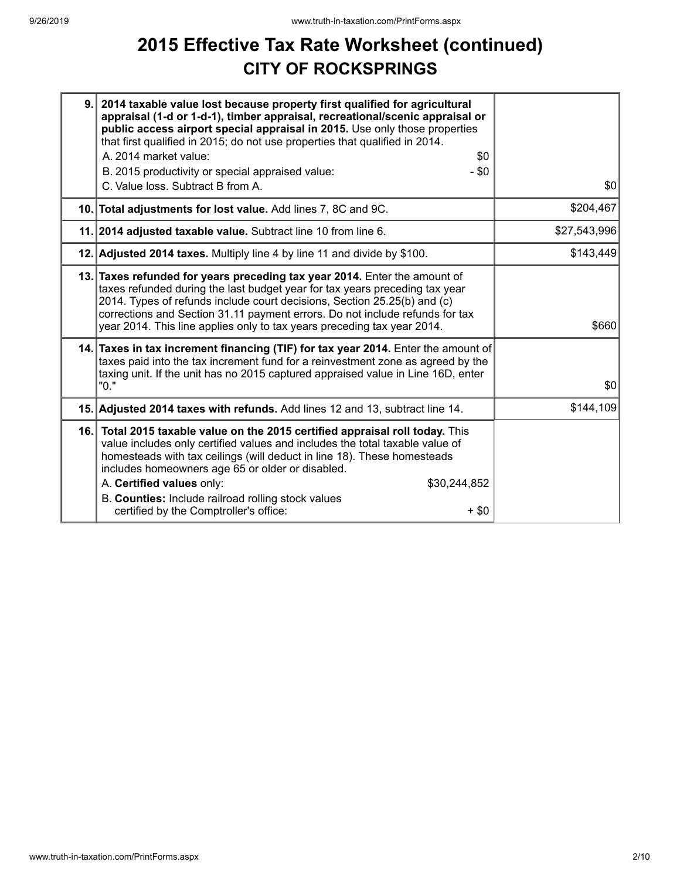# 2015 Effective Tax Rate Worksheet (continued)

## CITY OF ROCKSPRINGS

| Line | Description | Amount |
|---|---|---|
| 9. | **2014 taxable value lost because property first qualified for agricultural appraisal (1-d or 1-d-1), timber appraisal, recreational/scenic appraisal or public access airport special appraisal in 2015.** Use only those properties that first qualified in 2015; do not use properties that qualified in 2014.<br>A. 2014 market value: $0<br>B. 2015 productivity or special appraised value: - $0<br>C. Value loss. Subtract B from A. | $0 |
| 10. | **Total adjustments for lost value.** Add lines 7, 8C and 9C. | $204,467 |
| 11. | **2014 adjusted taxable value.** Subtract line 10 from line 6. | $27,543,996 |
| 12. | **Adjusted 2014 taxes.** Multiply line 4 by line 11 and divide by $100. | $143,449 |
| 13. | **Taxes refunded for years preceding tax year 2014.** Enter the amount of taxes refunded during the last budget year for tax years preceding tax year 2014. Types of refunds include court decisions, Section 25.25(b) and (c) corrections and Section 31.11 payment errors. Do not include refunds for tax year 2014. This line applies only to tax years preceding tax year 2014. | $660 |
| 14. | **Taxes in tax increment financing (TIF) for tax year 2014.** Enter the amount of taxes paid into the tax increment fund for a reinvestment zone as agreed by the taxing unit. If the unit has no 2015 captured appraised value in Line 16D, enter "0." | $0 |
| 15. | **Adjusted 2014 taxes with refunds.** Add lines 12 and 13, subtract line 14. | $144,109 |
| 16. | **Total 2015 taxable value on the 2015 certified appraisal roll today.** This value includes only certified values and includes the total taxable value of homesteads with tax ceilings (will deduct in line 18). These homesteads includes homeowners age 65 or older or disabled.<br>A. **Certified values** only: $30,244,852<br>B. **Counties:** Include railroad rolling stock values certified by the Comptroller's office: + $0 | |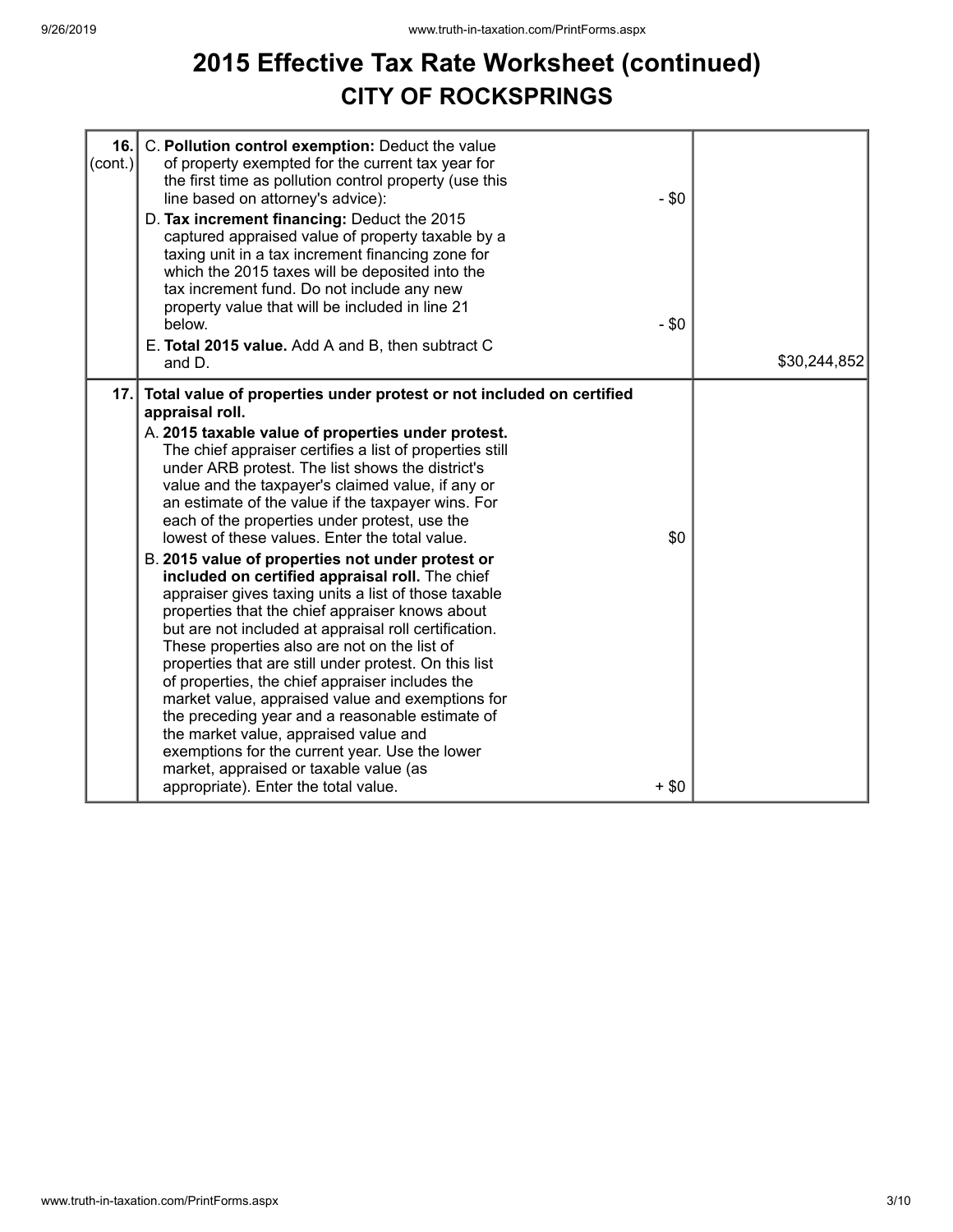# 2015 Effective Tax Rate Worksheet (continued)

## CITY OF ROCKSPRINGS

| | | | |
|---|---|---|---|
| **16.** (cont.) | C. **Pollution control exemption:** Deduct the value of property exempted for the current tax year for the first time as pollution control property (use this line based on attorney's advice): | - $0 | |
| | D. **Tax increment financing:** Deduct the 2015 captured appraised value of property taxable by a taxing unit in a tax increment financing zone for which the 2015 taxes will be deposited into the tax increment fund. Do not include any new property value that will be included in line 21 below. | - $0 | |
| | E. **Total 2015 value.** Add A and B, then subtract C and D. | | $30,244,852 |
| **17.** | **Total value of properties under protest or not included on certified appraisal roll.** | | |
| | A. **2015 taxable value of properties under protest.** The chief appraiser certifies a list of properties still under ARB protest. The list shows the district's value and the taxpayer's claimed value, if any or an estimate of the value if the taxpayer wins. For each of the properties under protest, use the lowest of these values. Enter the total value. | $0 | |
| | B. **2015 value of properties not under protest or included on certified appraisal roll.** The chief appraiser gives taxing units a list of those taxable properties that the chief appraiser knows about but are not included at appraisal roll certification. These properties also are not on the list of properties that are still under protest. On this list of properties, the chief appraiser includes the market value, appraised value and exemptions for the preceding year and a reasonable estimate of the market value, appraised value and exemptions for the current year. Use the lower market, appraised or taxable value (as appropriate). Enter the total value. | + $0 | |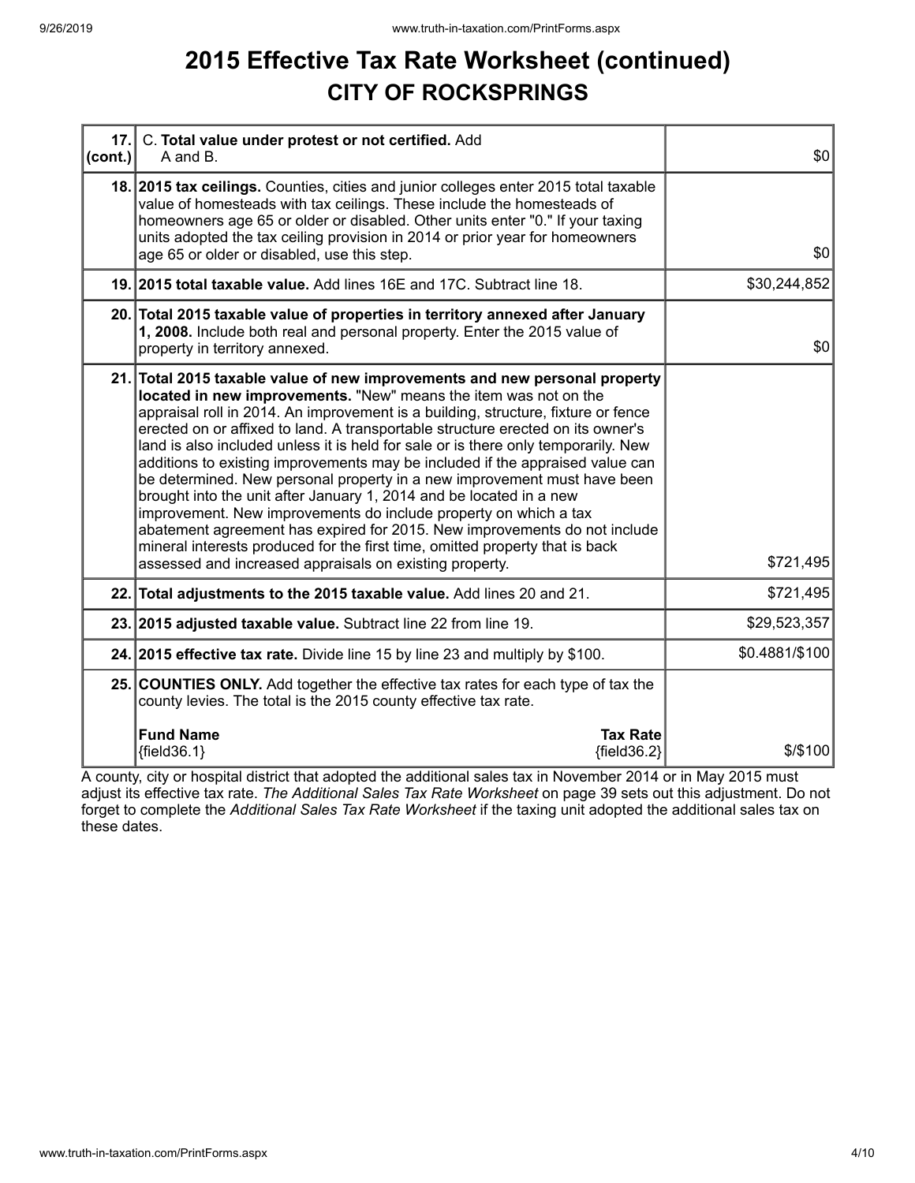# 2015 Effective Tax Rate Worksheet (continued)

## CITY OF ROCKSPRINGS

| | | |
|---|---|---|
| **17. (cont.)** | C. **Total value under protest or not certified.** Add A and B. | $0 |
| **18.** | **2015 tax ceilings.** Counties, cities and junior colleges enter 2015 total taxable value of homesteads with tax ceilings. These include the homesteads of homeowners age 65 or older or disabled. Other units enter "0." If your taxing units adopted the tax ceiling provision in 2014 or prior year for homeowners age 65 or older or disabled, use this step. | $0 |
| **19.** | **2015 total taxable value.** Add lines 16E and 17C. Subtract line 18. | $30,244,852 |
| **20.** | **Total 2015 taxable value of properties in territory annexed after January 1, 2008.** Include both real and personal property. Enter the 2015 value of property in territory annexed. | $0 |
| **21.** | **Total 2015 taxable value of new improvements and new personal property located in new improvements.** "New" means the item was not on the appraisal roll in 2014. An improvement is a building, structure, fixture or fence erected on or affixed to land. A transportable structure erected on its owner's land is also included unless it is held for sale or is there only temporarily. New additions to existing improvements may be included if the appraised value can be determined. New personal property in a new improvement must have been brought into the unit after January 1, 2014 and be located in a new improvement. New improvements do include property on which a tax abatement agreement has expired for 2015. New improvements do not include mineral interests produced for the first time, omitted property that is back assessed and increased appraisals on existing property. | $721,495 |
| **22.** | **Total adjustments to the 2015 taxable value.** Add lines 20 and 21. | $721,495 |
| **23.** | **2015 adjusted taxable value.** Subtract line 22 from line 19. | $29,523,357 |
| **24.** | **2015 effective tax rate.** Divide line 15 by line 23 and multiply by $100. | $0.4881/$100 |
| **25.** | **COUNTIES ONLY.** Add together the effective tax rates for each type of tax the county levies. The total is the 2015 county effective tax rate.<br><br>**Fund Name** {field36.1} — **Tax Rate** {field36.2} | $/$100 |

A county, city or hospital district that adopted the additional sales tax in November 2014 or in May 2015 must adjust its effective tax rate. *The Additional Sales Tax Rate Worksheet* on page 39 sets out this adjustment. Do not forget to complete the *Additional Sales Tax Rate Worksheet* if the taxing unit adopted the additional sales tax on these dates.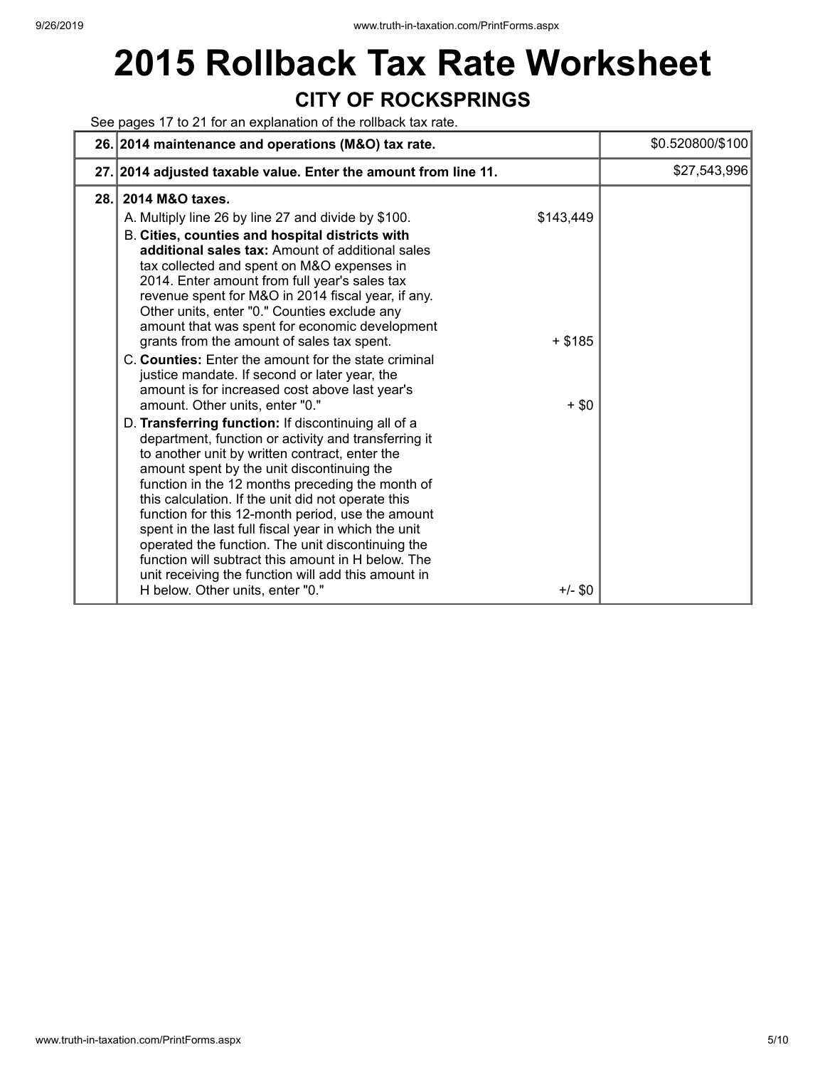# 2015 Rollback Tax Rate Worksheet

## CITY OF ROCKSPRINGS

See pages 17 to 21 for an explanation of the rollback tax rate.

| Line | Description | | Amount |
|---|---|---|---|
| 26. | **2014 maintenance and operations (M&O) tax rate.** | | $0.520800/$100 |
| 27. | **2014 adjusted taxable value. Enter the amount from line 11.** | | $27,543,996 |
| 28. | **2014 M&O taxes.** | | |
| | A. Multiply line 26 by line 27 and divide by $100. | $143,449 | |
| | B. **Cities, counties and hospital districts with additional sales tax:** Amount of additional sales tax collected and spent on M&O expenses in 2014. Enter amount from full year's sales tax revenue spent for M&O in 2014 fiscal year, if any. Other units, enter "0." Counties exclude any amount that was spent for economic development grants from the amount of sales tax spent. | + $185 | |
| | C. **Counties:** Enter the amount for the state criminal justice mandate. If second or later year, the amount is for increased cost above last year's amount. Other units, enter "0." | + $0 | |
| | D. **Transferring function:** If discontinuing all of a department, function or activity and transferring it to another unit by written contract, enter the amount spent by the unit discontinuing the function in the 12 months preceding the month of this calculation. If the unit did not operate this function for this 12-month period, use the amount spent in the last full fiscal year in which the unit operated the function. The unit discontinuing the function will subtract this amount in H below. The unit receiving the function will add this amount in H below. Other units, enter "0." | +/- $0 | |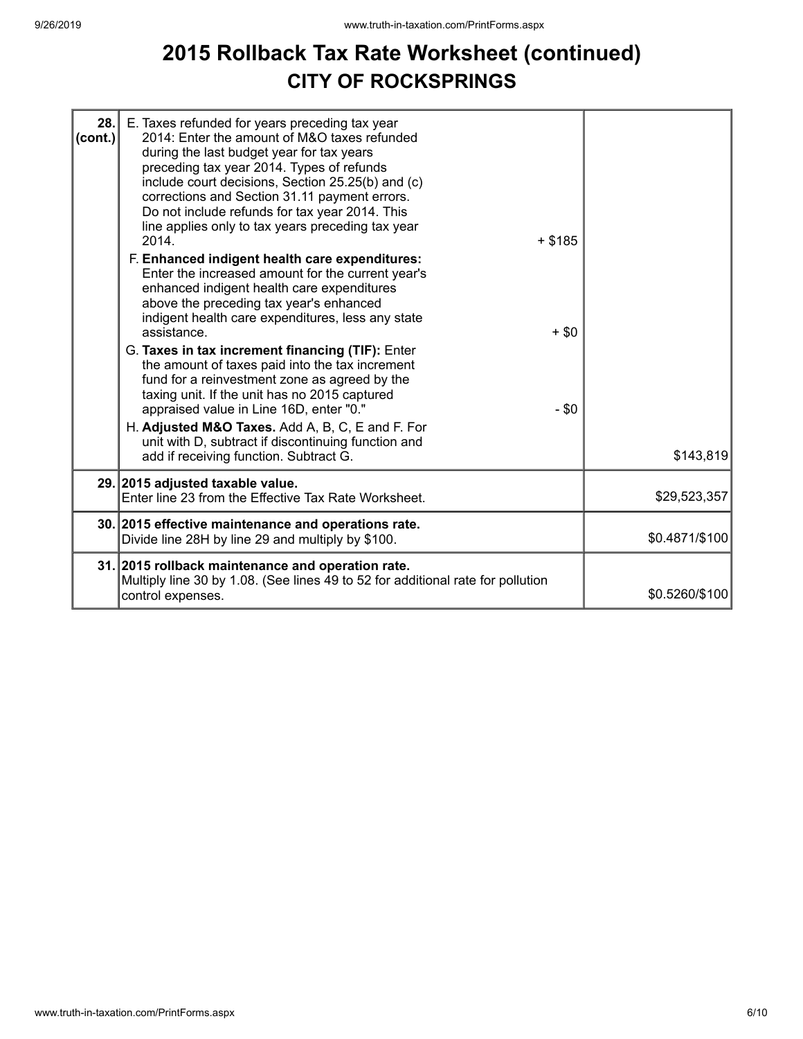# 2015 Rollback Tax Rate Worksheet (continued)

## CITY OF ROCKSPRINGS

| Line | Description | | Amount |
|---|---|---|---|
| 28. (cont.) | E. Taxes refunded for years preceding tax year 2014: Enter the amount of M&O taxes refunded during the last budget year for tax years preceding tax year 2014. Types of refunds include court decisions, Section 25.25(b) and (c) corrections and Section 31.11 payment errors. Do not include refunds for tax year 2014. This line applies only to tax years preceding tax year 2014. | + $185 | |
| | F. **Enhanced indigent health care expenditures:** Enter the increased amount for the current year's enhanced indigent health care expenditures above the preceding tax year's enhanced indigent health care expenditures, less any state assistance. | + $0 | |
| | G. **Taxes in tax increment financing (TIF):** Enter the amount of taxes paid into the tax increment fund for a reinvestment zone as agreed by the taxing unit. If the unit has no 2015 captured appraised value in Line 16D, enter "0." | - $0 | |
| | H. **Adjusted M&O Taxes.** Add A, B, C, E and F. For unit with D, subtract if discontinuing function and add if receiving function. Subtract G. | | $143,819 |
| 29. | **2015 adjusted taxable value.** Enter line 23 from the Effective Tax Rate Worksheet. | | $29,523,357 |
| 30. | **2015 effective maintenance and operations rate.** Divide line 28H by line 29 and multiply by $100. | | $0.4871/$100 |
| 31. | **2015 rollback maintenance and operation rate.** Multiply line 30 by 1.08. (See lines 49 to 52 for additional rate for pollution control expenses. | | $0.5260/$100 |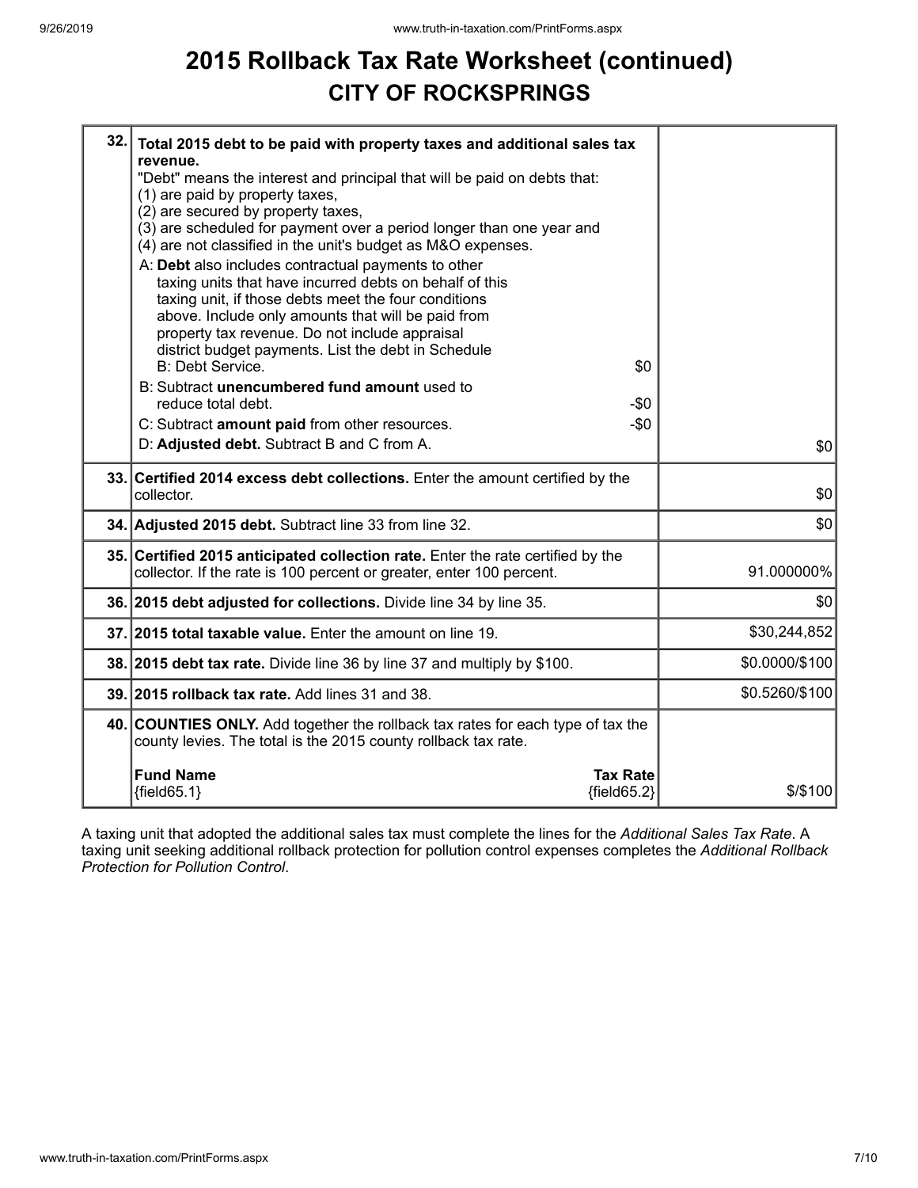# 2015 Rollback Tax Rate Worksheet (continued)

## CITY OF ROCKSPRINGS

| | | |
|---|---|---|
| 32. | **Total 2015 debt to be paid with property taxes and additional sales tax revenue.**<br>"Debt" means the interest and principal that will be paid on debts that:<br>(1) are paid by property taxes,<br>(2) are secured by property taxes,<br>(3) are scheduled for payment over a period longer than one year and<br>(4) are not classified in the unit's budget as M&O expenses.<br>A: **Debt** also includes contractual payments to other taxing units that have incurred debts on behalf of this taxing unit, if those debts meet the four conditions above. Include only amounts that will be paid from property tax revenue. Do not include appraisal district budget payments. List the debt in Schedule B: Debt Service. $0<br>B: Subtract **unencumbered fund amount** used to reduce total debt. -$0<br>C: Subtract **amount paid** from other resources. -$0<br>D: **Adjusted debt.** Subtract B and C from A. | $0 |
| 33. | **Certified 2014 excess debt collections.** Enter the amount certified by the collector. | $0 |
| 34. | **Adjusted 2015 debt.** Subtract line 33 from line 32. | $0 |
| 35. | **Certified 2015 anticipated collection rate.** Enter the rate certified by the collector. If the rate is 100 percent or greater, enter 100 percent. | 91.000000% |
| 36. | **2015 debt adjusted for collections.** Divide line 34 by line 35. | $0 |
| 37. | **2015 total taxable value.** Enter the amount on line 19. | $30,244,852 |
| 38. | **2015 debt tax rate.** Divide line 36 by line 37 and multiply by $100. | $0.0000/$100 |
| 39. | **2015 rollback tax rate.** Add lines 31 and 38. | $0.5260/$100 |
| 40. | **COUNTIES ONLY.** Add together the rollback tax rates for each type of tax the county levies. The total is the 2015 county rollback tax rate.<br>**Fund Name** **Tax Rate**<br>{field65.1} {field65.2} | $/$100 |

A taxing unit that adopted the additional sales tax must complete the lines for the *Additional Sales Tax Rate*. A taxing unit seeking additional rollback protection for pollution control expenses completes the *Additional Rollback Protection for Pollution Control*.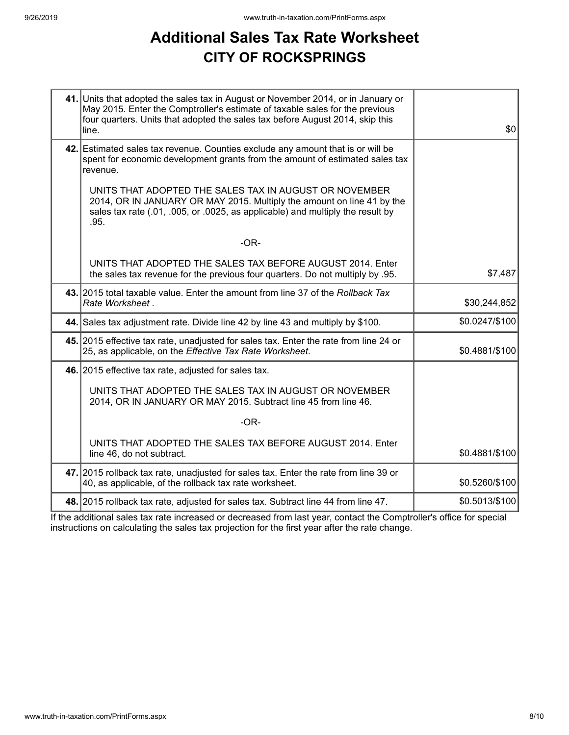# Additional Sales Tax Rate Worksheet

## CITY OF ROCKSPRINGS

| | | |
|---|---|---|
| **41.** | Units that adopted the sales tax in August or November 2014, or in January or May 2015. Enter the Comptroller's estimate of taxable sales for the previous four quarters. Units that adopted the sales tax before August 2014, skip this line. | $0 |
| **42.** | Estimated sales tax revenue. Counties exclude any amount that is or will be spent for economic development grants from the amount of estimated sales tax revenue.<br><br>UNITS THAT ADOPTED THE SALES TAX IN AUGUST OR NOVEMBER 2014, OR IN JANUARY OR MAY 2015. Multiply the amount on line 41 by the sales tax rate (.01, .005, or .0025, as applicable) and multiply the result by .95.<br><br>-OR-<br><br>UNITS THAT ADOPTED THE SALES TAX BEFORE AUGUST 2014. Enter the sales tax revenue for the previous four quarters. Do not multiply by .95. | $7,487 |
| **43.** | 2015 total taxable value. Enter the amount from line 37 of the *Rollback Tax Rate Worksheet* . | $30,244,852 |
| **44.** | Sales tax adjustment rate. Divide line 42 by line 43 and multiply by $100. | $0.0247/$100 |
| **45.** | 2015 effective tax rate, unadjusted for sales tax. Enter the rate from line 24 or 25, as applicable, on the *Effective Tax Rate Worksheet*. | $0.4881/$100 |
| **46.** | 2015 effective tax rate, adjusted for sales tax.<br><br>UNITS THAT ADOPTED THE SALES TAX IN AUGUST OR NOVEMBER 2014, OR IN JANUARY OR MAY 2015. Subtract line 45 from line 46.<br><br>-OR-<br><br>UNITS THAT ADOPTED THE SALES TAX BEFORE AUGUST 2014. Enter line 46, do not subtract. | $0.4881/$100 |
| **47.** | 2015 rollback tax rate, unadjusted for sales tax. Enter the rate from line 39 or 40, as applicable, of the rollback tax rate worksheet. | $0.5260/$100 |
| **48.** | 2015 rollback tax rate, adjusted for sales tax. Subtract line 44 from line 47. | $0.5013/$100 |

If the additional sales tax rate increased or decreased from last year, contact the Comptroller's office for special instructions on calculating the sales tax projection for the first year after the rate change.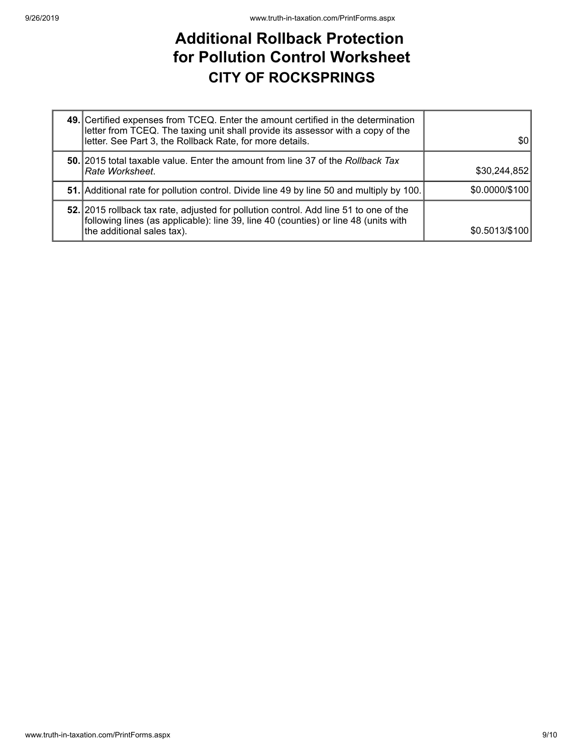# Additional Rollback Protection for Pollution Control Worksheet

## CITY OF ROCKSPRINGS

| | | |
|---|---|---|
| **49.** | Certified expenses from TCEQ. Enter the amount certified in the determination letter from TCEQ. The taxing unit shall provide its assessor with a copy of the letter. See Part 3, the Rollback Rate, for more details. | $0 |
| **50.** | 2015 total taxable value. Enter the amount from line 37 of the *Rollback Tax Rate Worksheet*. | $30,244,852 |
| **51.** | Additional rate for pollution control. Divide line 49 by line 50 and multiply by 100. | $0.0000/$100 |
| **52.** | 2015 rollback tax rate, adjusted for pollution control. Add line 51 to one of the following lines (as applicable): line 39, line 40 (counties) or line 48 (units with the additional sales tax). | $0.5013/$100 |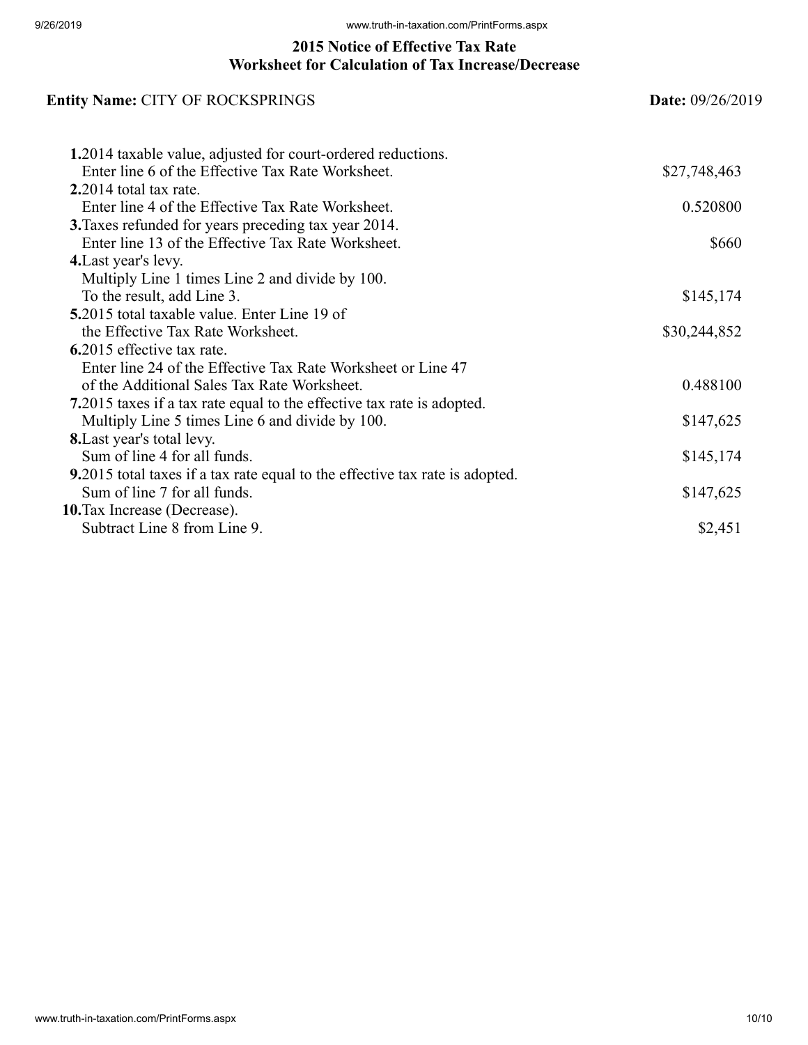## 2015 Notice of Effective Tax Rate
## Worksheet for Calculation of Tax Increase/Decrease

**Entity Name:** CITY OF ROCKSPRINGS **Date:** 09/26/2019

| | |
|---|---|
| **1.** 2014 taxable value, adjusted for court-ordered reductions. Enter line 6 of the Effective Tax Rate Worksheet. | $27,748,463 |
| **2.** 2014 total tax rate. Enter line 4 of the Effective Tax Rate Worksheet. | 0.520800 |
| **3.** Taxes refunded for years preceding tax year 2014. Enter line 13 of the Effective Tax Rate Worksheet. | $660 |
| **4.** Last year's levy. Multiply Line 1 times Line 2 and divide by 100. To the result, add Line 3. | $145,174 |
| **5.** 2015 total taxable value. Enter Line 19 of the Effective Tax Rate Worksheet. | $30,244,852 |
| **6.** 2015 effective tax rate. Enter line 24 of the Effective Tax Rate Worksheet or Line 47 of the Additional Sales Tax Rate Worksheet. | 0.488100 |
| **7.** 2015 taxes if a tax rate equal to the effective tax rate is adopted. Multiply Line 5 times Line 6 and divide by 100. | $147,625 |
| **8.** Last year's total levy. Sum of line 4 for all funds. | $145,174 |
| **9.** 2015 total taxes if a tax rate equal to the effective tax rate is adopted. Sum of line 7 for all funds. | $147,625 |
| **10.** Tax Increase (Decrease). Subtract Line 8 from Line 9. | $2,451 |